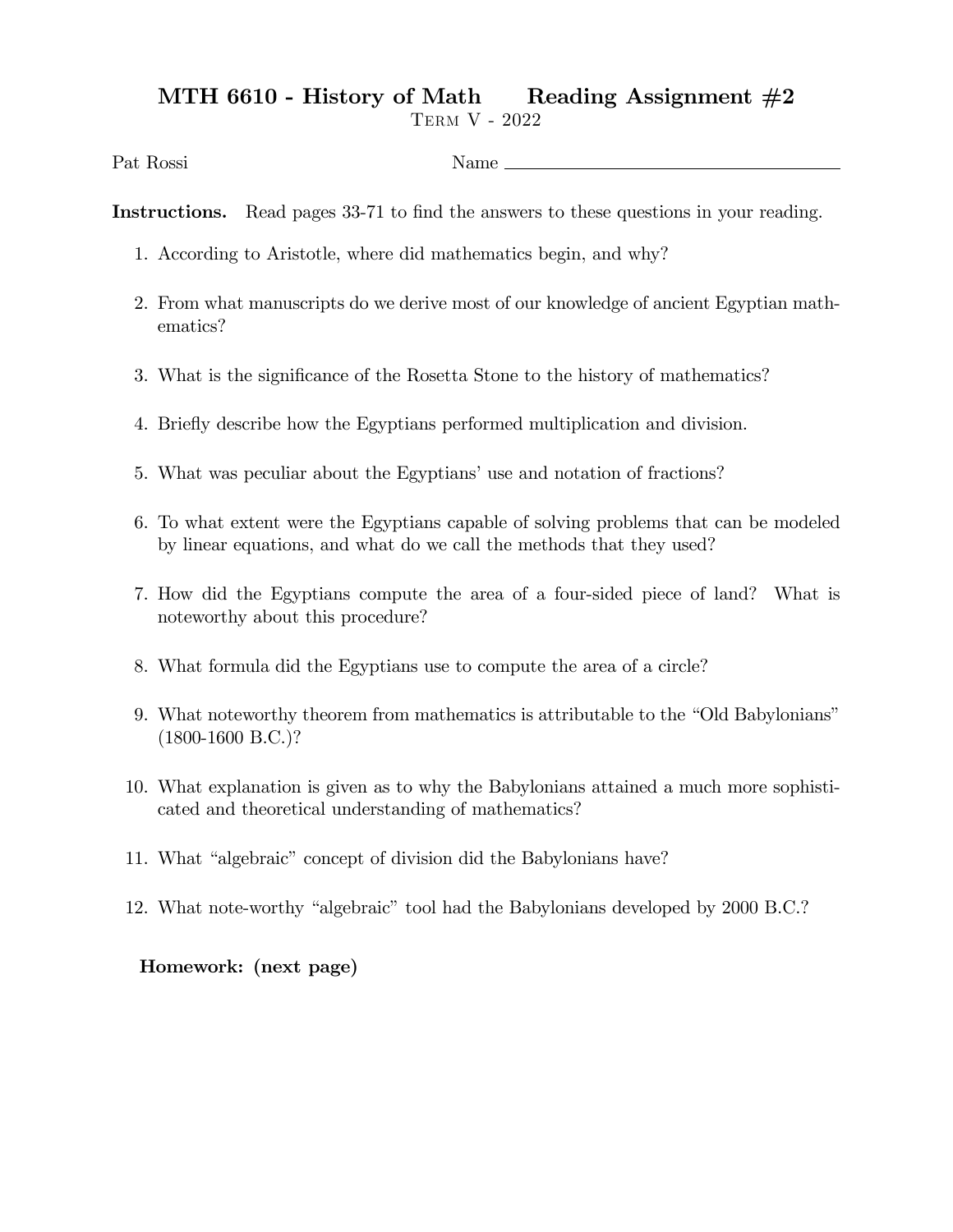# MTH 6610 - History of Math    Reading Assignment #2

Term V - 2022

Pat Rossi    Name ______________________________

**Instructions.** Read pages 33-71 to find the answers to these questions in your reading.

1. According to Aristotle, where did mathematics begin, and why?

2. From what manuscripts do we derive most of our knowledge of ancient Egyptian mathematics?

3. What is the significance of the Rosetta Stone to the history of mathematics?

4. Briefly describe how the Egyptians performed multiplication and division.

5. What was peculiar about the Egyptians' use and notation of fractions?

6. To what extent were the Egyptians capable of solving problems that can be modeled by linear equations, and what do we call the methods that they used?

7. How did the Egyptians compute the area of a four-sided piece of land? What is noteworthy about this procedure?

8. What formula did the Egyptians use to compute the area of a circle?

9. What noteworthy theorem from mathematics is attributable to the "Old Babylonians" (1800-1600 B.C.)?

10. What explanation is given as to why the Babylonians attained a much more sophisticated and theoretical understanding of mathematics?

11. What "algebraic" concept of division did the Babylonians have?

12. What note-worthy "algebraic" tool had the Babylonians developed by 2000 B.C.?

**Homework: (next page)**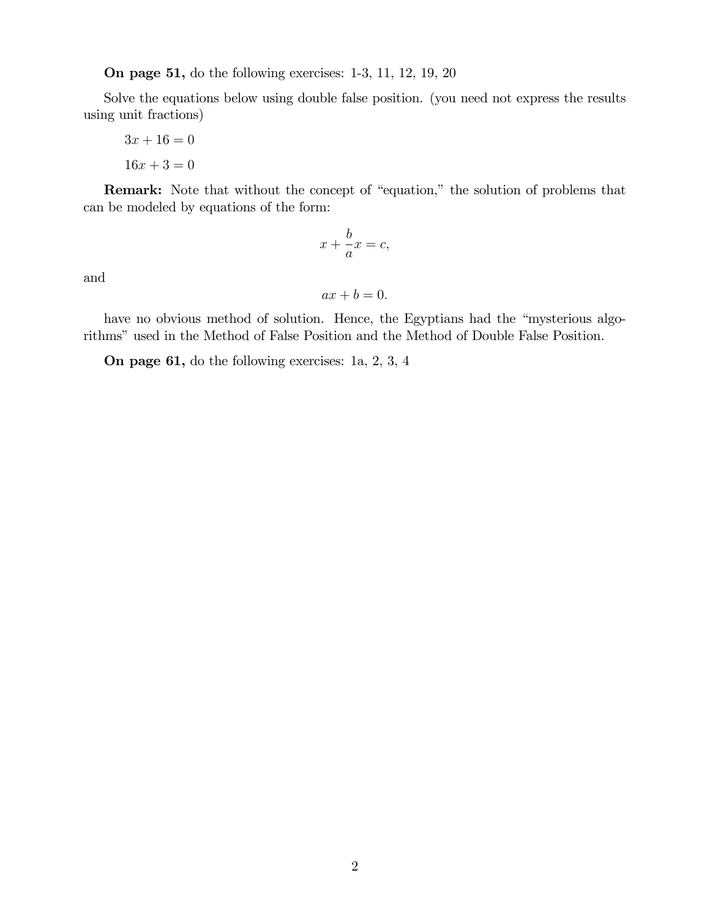**On page 51,** do the following exercises: 1-3, 11, 12, 19, 20

Solve the equations below using double false position. (you need not express the results using unit fractions)

$3x + 16 = 0$

$16x + 3 = 0$

**Remark:** Note that without the concept of "equation," the solution of problems that can be modeled by equations of the form:

$$x + \frac{b}{a}x = c,$$

and

$$ax + b = 0.$$

have no obvious method of solution. Hence, the Egyptians had the "mysterious algorithms" used in the Method of False Position and the Method of Double False Position.

**On page 61,** do the following exercises: 1a, 2, 3, 4